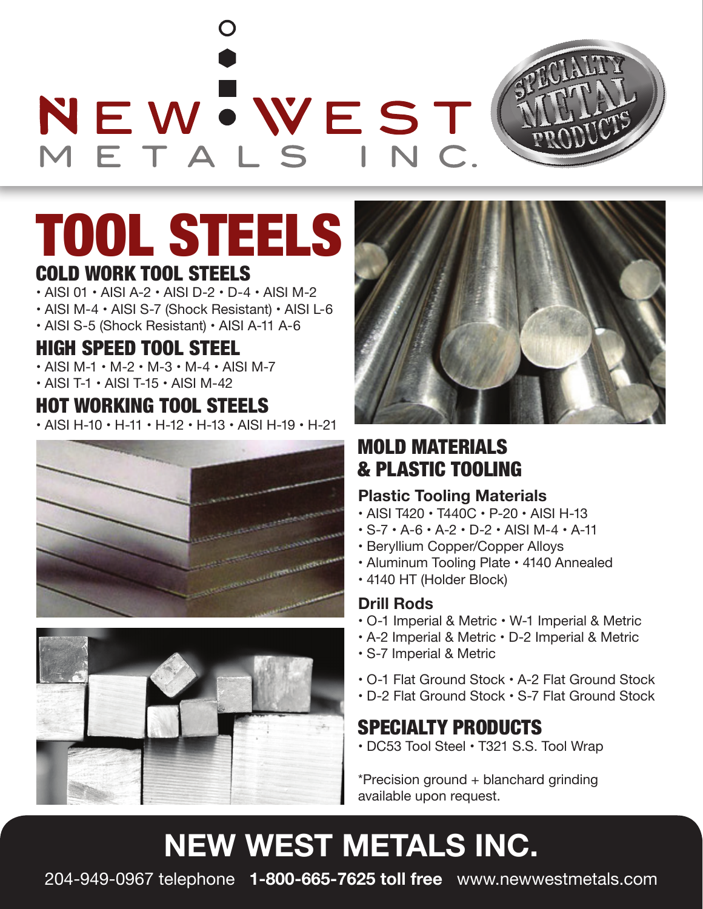# NEW WEST METALS INC.

SPECIALTY METAL PRODUCTS

# TOOL STEELS

## COLD WORK TOOL STEELS

- AISI 01 • AISI A-2 • AISI D-2 • D-4 • AISI M-2
- AISI M-4 • AISI S-7 (Shock Resistant) • AISI L-6
- AISI S-5 (Shock Resistant) • AISI A-11 A-6

## HIGH SPEED TOOL STEEL

- AISI M-1 • M-2 • M-3 • M-4 • AISI M-7
- AISI T-1 • AISI T-15 • AISI M-42

## HOT WORKING TOOL STEELS

- AISI H-10 • H-11 • H-12 • H-13 • AISI H-19 • H-21

## MOLD MATERIALS & PLASTIC TOOLING

### Plastic Tooling Materials

- AISI T420 • T440C • P-20 • AISI H-13
- S-7 • A-6 • A-2 • D-2 • AISI M-4 • A-11
- Beryllium Copper/Copper Alloys
- Aluminum Tooling Plate • 4140 Annealed
- 4140 HT (Holder Block)

### Drill Rods

- O-1 Imperial & Metric • W-1 Imperial & Metric
- A-2 Imperial & Metric • D-2 Imperial & Metric
- S-7 Imperial & Metric

- O-1 Flat Ground Stock • A-2 Flat Ground Stock
- D-2 Flat Ground Stock • S-7 Flat Ground Stock

## SPECIALTY PRODUCTS

- DC53 Tool Steel • T321 S.S. Tool Wrap

*Precision ground + blanchard grinding available upon request.

## NEW WEST METALS INC.

204-949-0967 telephone **1-800-665-7625 toll free** www.newwestmetals.com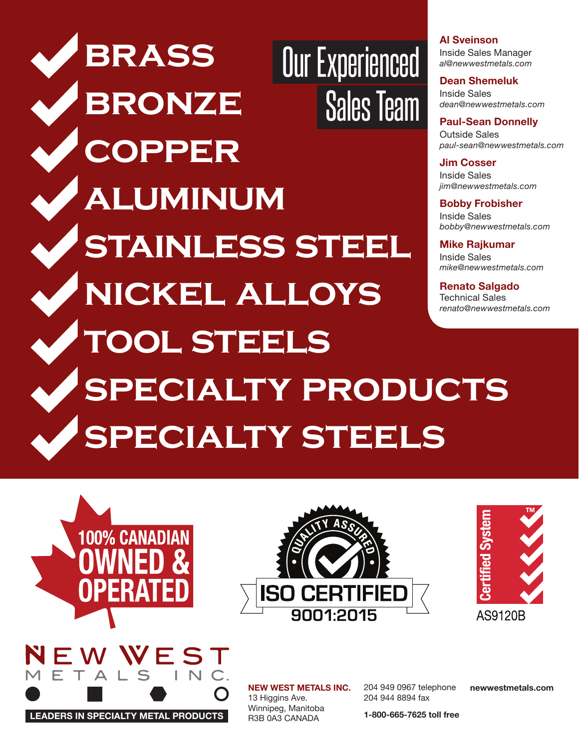- BRASS
- BRONZE
- COPPER
- ALUMINUM
- STAINLESS STEEL
- NICKEL ALLOYS
- TOOL STEELS
- SPECIALTY PRODUCTS
- SPECIALTY STEELS

## Our Experienced Sales Team

**Al Sveinson**
Inside Sales Manager
*al@newwestmetals.com*

**Dean Shemeluk**
Inside Sales
*dean@newwestmetals.com*

**Paul-Sean Donnelly**
Outside Sales
*paul-sean@newwestmetals.com*

**Jim Cosser**
Inside Sales
*jim@newwestmetals.com*

**Bobby Frobisher**
Inside Sales
*bobby@newwestmetals.com*

**Mike Rajkumar**
Inside Sales
*mike@newwestmetals.com*

**Renato Salgado**
Technical Sales
*renato@newwestmetals.com*

100% CANADIAN OWNED & OPERATED

QUALITY ASSURED ISO CERTIFIED 9001:2015

Certified System™ AS9120B

NEW WEST METALS INC.

LEADERS IN SPECIALTY METAL PRODUCTS

**NEW WEST METALS INC.**
13 Higgins Ave.
Winnipeg, Manitoba
R3B 0A3 CANADA

204 949 0967 telephone
204 944 8894 fax

**1-800-665-7625 toll free**

**newwestmetals.com**